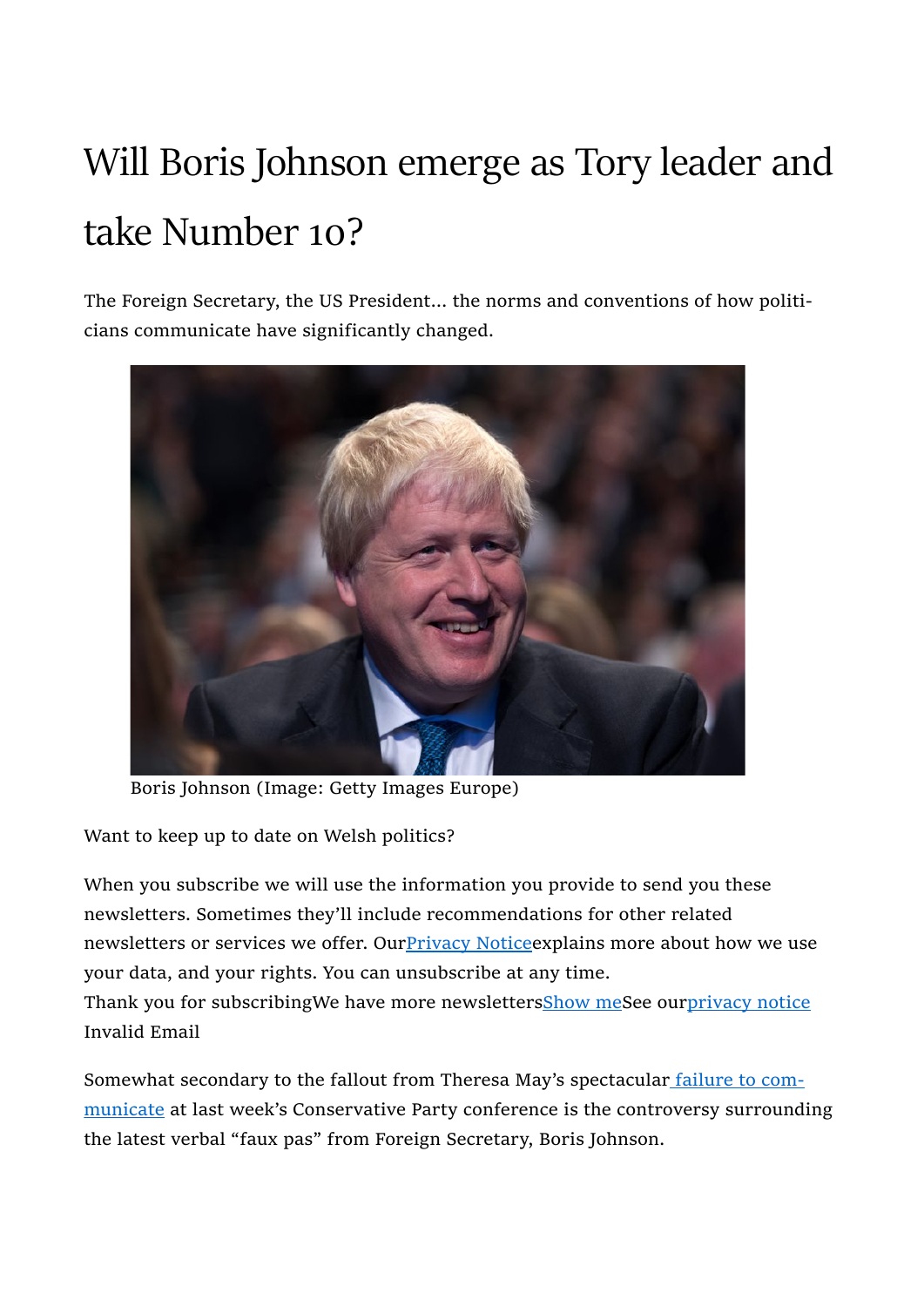# Will Boris Johnson emerge as Tory leader and take Number 10?

The Foreign Secretary, the US President... the norms and conventions of how politicians communicate have significantly changed.

Boris Johnson (Image: Getty Images Europe)

Want to keep up to date on Welsh politics?

When you subscribe we will use the information you provide to send you these newsletters. Sometimes they'll include recommendations for other related newsletters or services we offer. OurPrivacy Noticeexplains more about how we use your data, and your rights. You can unsubscribe at any time.
Thank you for subscribingWe have more newslettersShow meSee ourprivacy notice
Invalid Email

Somewhat secondary to the fallout from Theresa May's spectacular failure to communicate at last week's Conservative Party conference is the controversy surrounding the latest verbal "faux pas" from Foreign Secretary, Boris Johnson.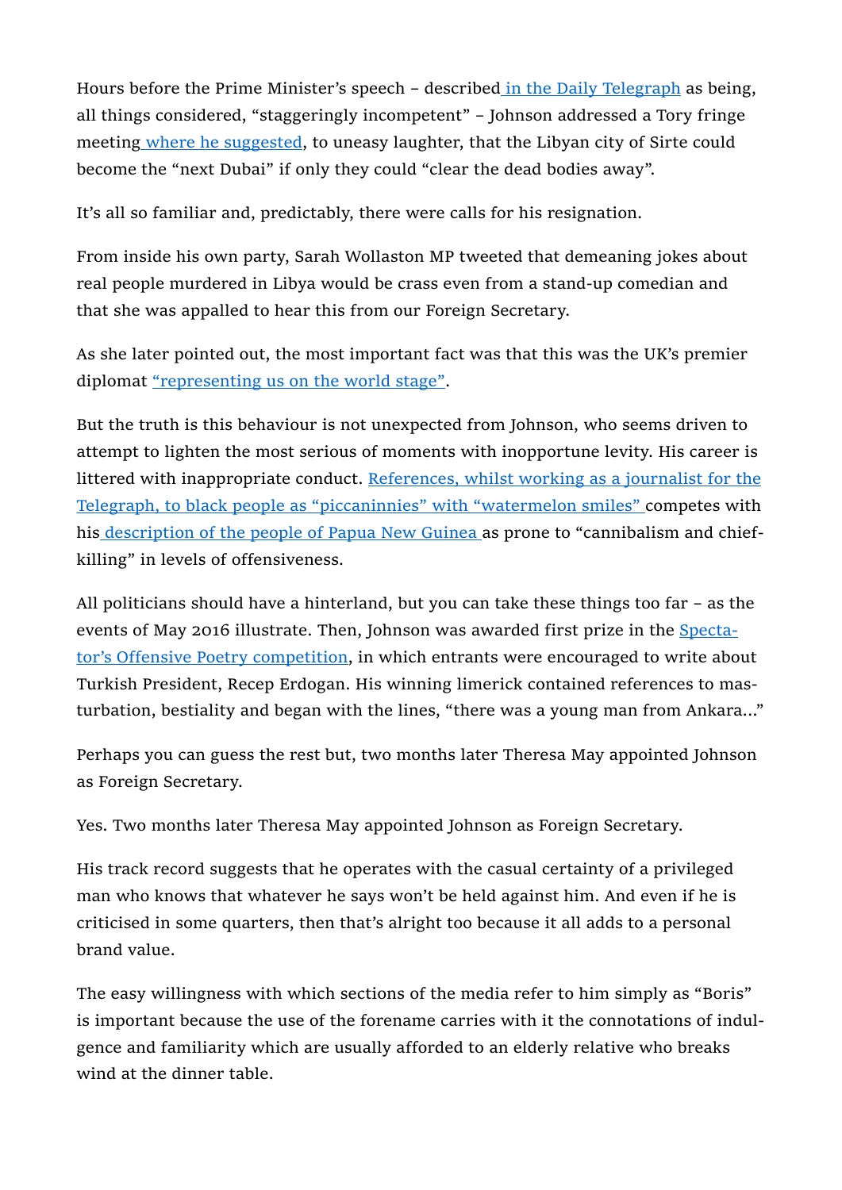Hours before the Prime Minister's speech – described in the Daily Telegraph as being, all things considered, "staggeringly incompetent" – Johnson addressed a Tory fringe meeting where he suggested, to uneasy laughter, that the Libyan city of Sirte could become the "next Dubai" if only they could "clear the dead bodies away".

It's all so familiar and, predictably, there were calls for his resignation.

From inside his own party, Sarah Wollaston MP tweeted that demeaning jokes about real people murdered in Libya would be crass even from a stand-up comedian and that she was appalled to hear this from our Foreign Secretary.

As she later pointed out, the most important fact was that this was the UK's premier diplomat "representing us on the world stage".

But the truth is this behaviour is not unexpected from Johnson, who seems driven to attempt to lighten the most serious of moments with inopportune levity. His career is littered with inappropriate conduct. References, whilst working as a journalist for the Telegraph, to black people as "piccaninnies" with "watermelon smiles" competes with his description of the people of Papua New Guinea as prone to "cannibalism and chief-killing" in levels of offensiveness.

All politicians should have a hinterland, but you can take these things too far – as the events of May 2016 illustrate. Then, Johnson was awarded first prize in the Spectator's Offensive Poetry competition, in which entrants were encouraged to write about Turkish President, Recep Erdogan. His winning limerick contained references to masturbation, bestiality and began with the lines, "there was a young man from Ankara..."

Perhaps you can guess the rest but, two months later Theresa May appointed Johnson as Foreign Secretary.

Yes. Two months later Theresa May appointed Johnson as Foreign Secretary.

His track record suggests that he operates with the casual certainty of a privileged man who knows that whatever he says won't be held against him. And even if he is criticised in some quarters, then that's alright too because it all adds to a personal brand value.

The easy willingness with which sections of the media refer to him simply as "Boris" is important because the use of the forename carries with it the connotations of indulgence and familiarity which are usually afforded to an elderly relative who breaks wind at the dinner table.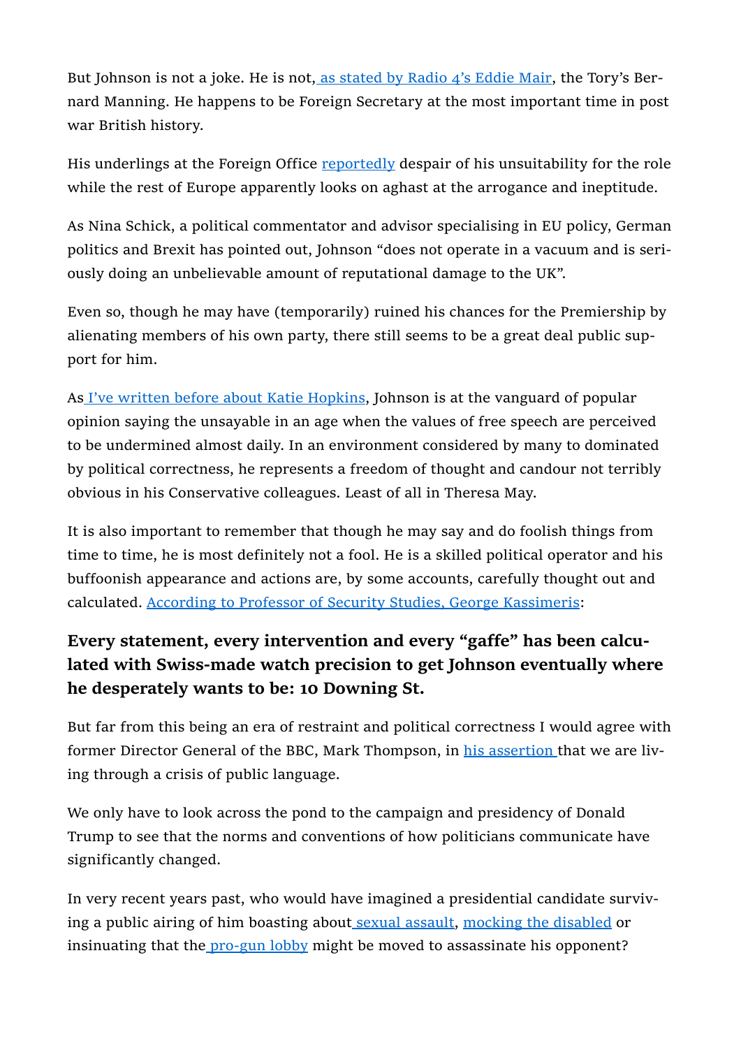But Johnson is not a joke. He is not, as stated by Radio 4's Eddie Mair, the Tory's Bernard Manning. He happens to be Foreign Secretary at the most important time in post war British history.

His underlings at the Foreign Office reportedly despair of his unsuitability for the role while the rest of Europe apparently looks on aghast at the arrogance and ineptitude.

As Nina Schick, a political commentator and advisor specialising in EU policy, German politics and Brexit has pointed out, Johnson "does not operate in a vacuum and is seriously doing an unbelievable amount of reputational damage to the UK".

Even so, though he may have (temporarily) ruined his chances for the Premiership by alienating members of his own party, there still seems to be a great deal public support for him.

As I've written before about Katie Hopkins, Johnson is at the vanguard of popular opinion saying the unsayable in an age when the values of free speech are perceived to be undermined almost daily. In an environment considered by many to dominated by political correctness, he represents a freedom of thought and candour not terribly obvious in his Conservative colleagues. Least of all in Theresa May.

It is also important to remember that though he may say and do foolish things from time to time, he is most definitely not a fool. He is a skilled political operator and his buffoonish appearance and actions are, by some accounts, carefully thought out and calculated. According to Professor of Security Studies, George Kassimeris:

> **Every statement, every intervention and every "gaffe" has been calculated with Swiss-made watch precision to get Johnson eventually where he desperately wants to be: 10 Downing St.**

But far from this being an era of restraint and political correctness I would agree with former Director General of the BBC, Mark Thompson, in his assertion that we are living through a crisis of public language.

We only have to look across the pond to the campaign and presidency of Donald Trump to see that the norms and conventions of how politicians communicate have significantly changed.

In very recent years past, who would have imagined a presidential candidate surviving a public airing of him boasting about sexual assault, mocking the disabled or insinuating that the pro-gun lobby might be moved to assassinate his opponent?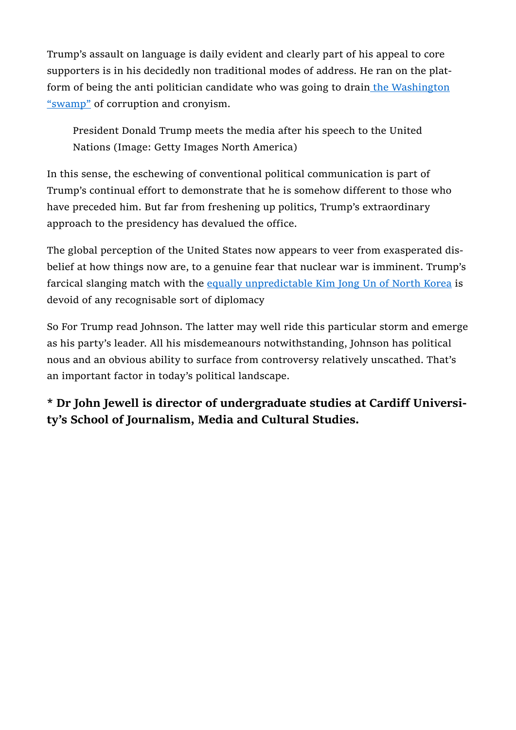Trump's assault on language is daily evident and clearly part of his appeal to core supporters is in his decidedly non traditional modes of address. He ran on the platform of being the anti politician candidate who was going to drain the Washington "swamp" of corruption and cronyism.

President Donald Trump meets the media after his speech to the United Nations (Image: Getty Images North America)

In this sense, the eschewing of conventional political communication is part of Trump's continual effort to demonstrate that he is somehow different to those who have preceded him. But far from freshening up politics, Trump's extraordinary approach to the presidency has devalued the office.

The global perception of the United States now appears to veer from exasperated disbelief at how things now are, to a genuine fear that nuclear war is imminent. Trump's farcical slanging match with the equally unpredictable Kim Jong Un of North Korea is devoid of any recognisable sort of diplomacy

So For Trump read Johnson. The latter may well ride this particular storm and emerge as his party's leader. All his misdemeanours notwithstanding, Johnson has political nous and an obvious ability to surface from controversy relatively unscathed. That's an important factor in today's political landscape.

**\* Dr John Jewell is director of undergraduate studies at Cardiff University's School of Journalism, Media and Cultural Studies.**